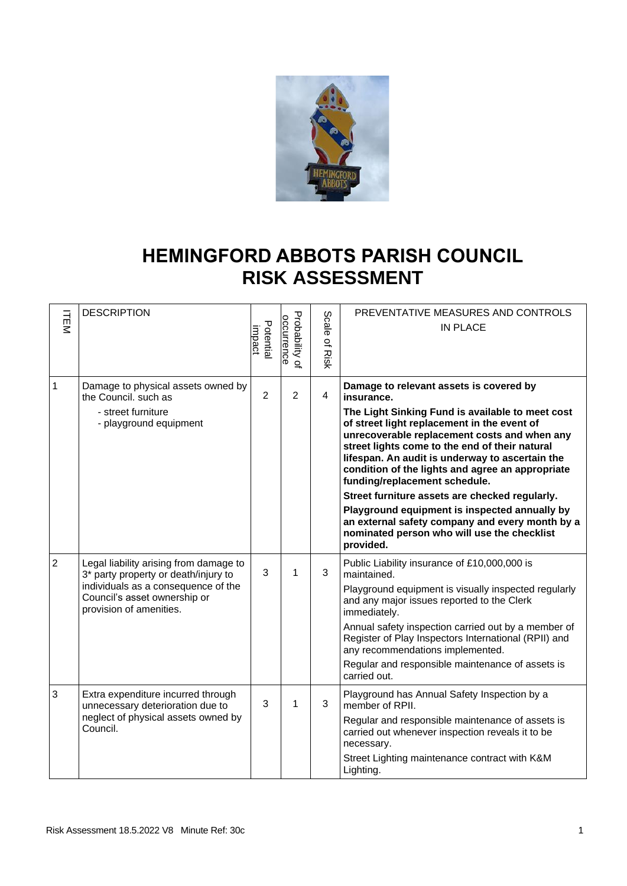# HEMINGFORD ABBOTS PARISH COUNCIL
# RISK ASSESSMENT

| ITEM | DESCRIPTION | Potential impact | Probability of occurrence | Scale of Risk | PREVENTATIVE MEASURES AND CONTROLS IN PLACE |
|---|---|---|---|---|---|
| 1 | Damage to physical assets owned by the Council. such as<br>- street furniture<br>- playground equipment | 2 | 2 | 4 | **Damage to relevant assets is covered by insurance.**<br>**The Light Sinking Fund is available to meet cost of street light replacement in the event of unrecoverable replacement costs and when any street lights come to the end of their natural lifespan. An audit is underway to ascertain the condition of the lights and agree an appropriate funding/replacement schedule.**<br>**Street furniture assets are checked regularly.**<br>**Playground equipment is inspected annually by an external safety company and every month by a nominated person who will use the checklist provided.** |
| 2 | Legal liability arising from damage to 3* party property or death/injury to individuals as a consequence of the Council's asset ownership or provision of amenities. | 3 | 1 | 3 | Public Liability insurance of £10,000,000 is maintained.<br>Playground equipment is visually inspected regularly and any major issues reported to the Clerk immediately.<br>Annual safety inspection carried out by a member of Register of Play Inspectors International (RPII) and any recommendations implemented.<br>Regular and responsible maintenance of assets is carried out. |
| 3 | Extra expenditure incurred through unnecessary deterioration due to neglect of physical assets owned by Council. | 3 | 1 | 3 | Playground has Annual Safety Inspection by a member of RPII.<br>Regular and responsible maintenance of assets is carried out whenever inspection reveals it to be necessary.<br>Street Lighting maintenance contract with K&M Lighting. |

Risk Assessment 18.5.2022 V8 Minute Ref: 30c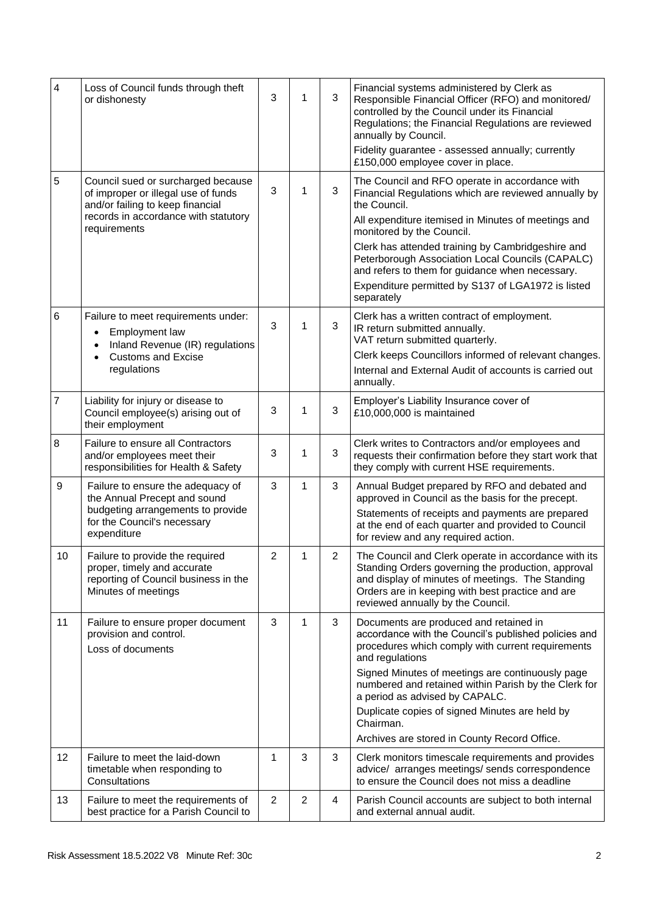| | | | | | |
|---|---|---|---|---|---|
| 4 | Loss of Council funds through theft or dishonesty | 3 | 1 | 3 | Financial systems administered by Clerk as Responsible Financial Officer (RFO) and monitored/ controlled by the Council under its Financial Regulations; the Financial Regulations are reviewed annually by Council.<br>Fidelity guarantee - assessed annually; currently £150,000 employee cover in place. |
| 5 | Council sued or surcharged because of improper or illegal use of funds and/or failing to keep financial records in accordance with statutory requirements | 3 | 1 | 3 | The Council and RFO operate in accordance with Financial Regulations which are reviewed annually by the Council.<br>All expenditure itemised in Minutes of meetings and monitored by the Council.<br>Clerk has attended training by Cambridgeshire and Peterborough Association Local Councils (CAPALC) and refers to them for guidance when necessary.<br>Expenditure permitted by S137 of LGA1972 is listed separately |
| 6 | Failure to meet requirements under:<br>• Employment law<br>• Inland Revenue (IR) regulations<br>• Customs and Excise regulations | 3 | 1 | 3 | Clerk has a written contract of employment.<br>IR return submitted annually.<br>VAT return submitted quarterly.<br>Clerk keeps Councillors informed of relevant changes.<br>Internal and External Audit of accounts is carried out annually. |
| 7 | Liability for injury or disease to Council employee(s) arising out of their employment | 3 | 1 | 3 | Employer's Liability Insurance cover of £10,000,000 is maintained |
| 8 | Failure to ensure all Contractors and/or employees meet their responsibilities for Health & Safety | 3 | 1 | 3 | Clerk writes to Contractors and/or employees and requests their confirmation before they start work that they comply with current HSE requirements. |
| 9 | Failure to ensure the adequacy of the Annual Precept and sound budgeting arrangements to provide for the Council's necessary expenditure | 3 | 1 | 3 | Annual Budget prepared by RFO and debated and approved in Council as the basis for the precept.<br>Statements of receipts and payments are prepared at the end of each quarter and provided to Council for review and any required action. |
| 10 | Failure to provide the required proper, timely and accurate reporting of Council business in the Minutes of meetings | 2 | 1 | 2 | The Council and Clerk operate in accordance with its Standing Orders governing the production, approval and display of minutes of meetings. The Standing Orders are in keeping with best practice and are reviewed annually by the Council. |
| 11 | Failure to ensure proper document provision and control.<br>Loss of documents | 3 | 1 | 3 | Documents are produced and retained in accordance with the Council's published policies and procedures which comply with current requirements and regulations<br>Signed Minutes of meetings are continuously page numbered and retained within Parish by the Clerk for a period as advised by CAPALC.<br>Duplicate copies of signed Minutes are held by Chairman.<br>Archives are stored in County Record Office. |
| 12 | Failure to meet the laid-down timetable when responding to Consultations | 1 | 3 | 3 | Clerk monitors timescale requirements and provides advice/ arranges meetings/ sends correspondence to ensure the Council does not miss a deadline |
| 13 | Failure to meet the requirements of best practice for a Parish Council to | 2 | 2 | 4 | Parish Council accounts are subject to both internal and external annual audit. |

Risk Assessment 18.5.2022 V8 Minute Ref: 30c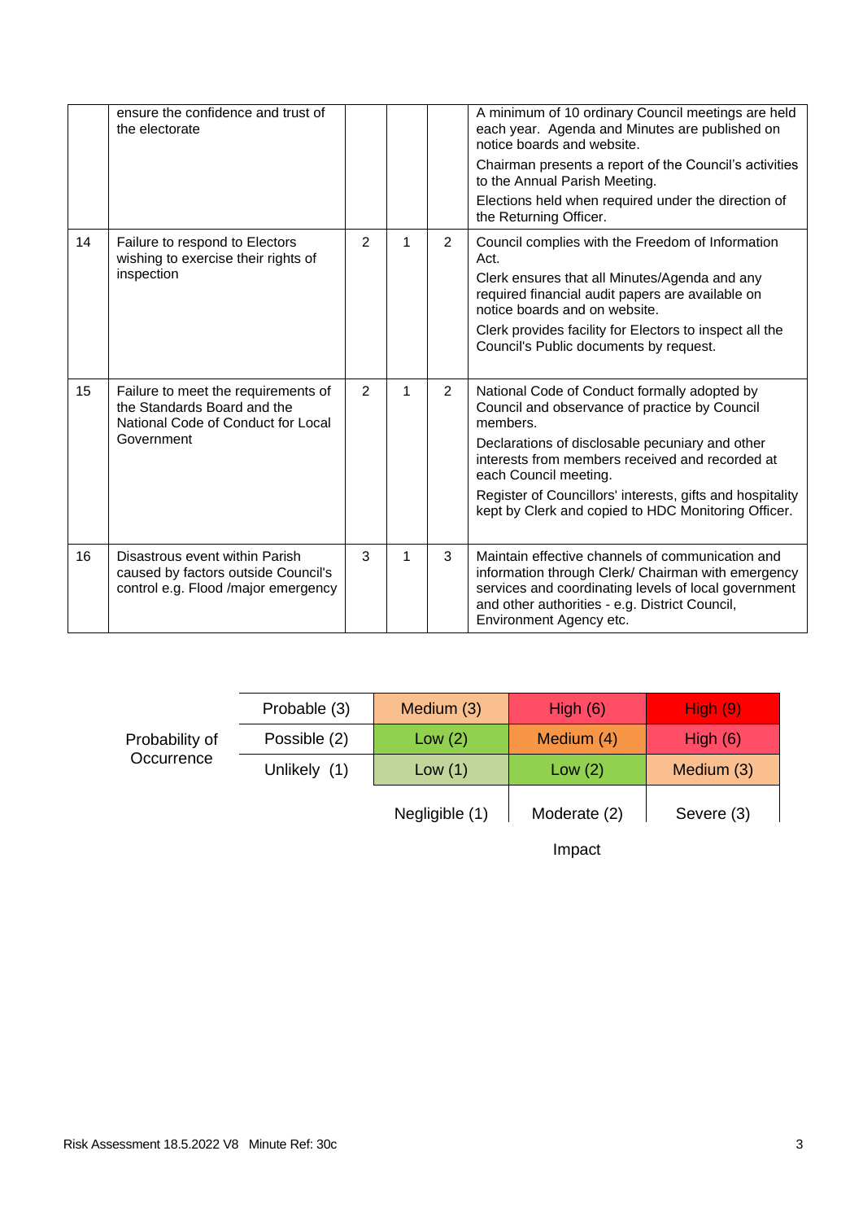| | | | | | |
|---|---|---|---|---|---|
| | ensure the confidence and trust of the electorate | | | | A minimum of 10 ordinary Council meetings are held each year. Agenda and Minutes are published on notice boards and website.<br><br>Chairman presents a report of the Council's activities to the Annual Parish Meeting.<br><br>Elections held when required under the direction of the Returning Officer. |
| 14 | Failure to respond to Electors wishing to exercise their rights of inspection | 2 | 1 | 2 | Council complies with the Freedom of Information Act.<br><br>Clerk ensures that all Minutes/Agenda and any required financial audit papers are available on notice boards and on website.<br><br>Clerk provides facility for Electors to inspect all the Council's Public documents by request. |
| 15 | Failure to meet the requirements of the Standards Board and the National Code of Conduct for Local Government | 2 | 1 | 2 | National Code of Conduct formally adopted by Council and observance of practice by Council members.<br><br>Declarations of disclosable pecuniary and other interests from members received and recorded at each Council meeting.<br><br>Register of Councillors' interests, gifts and hospitality kept by Clerk and copied to HDC Monitoring Officer. |
| 16 | Disastrous event within Parish caused by factors outside Council's control e.g. Flood /major emergency | 3 | 1 | 3 | Maintain effective channels of communication and information through Clerk/ Chairman with emergency services and coordinating levels of local government and other authorities - e.g. District Council, Environment Agency etc. |

| Probability of Occurrence | | Impact: Negligible (1) | Impact: Moderate (2) | Impact: Severe (3) |
|---|---|---|---|---|
| | Probable (3) | Medium (3) | High (6) | High (9) |
| | Possible (2) | Low (2) | Medium (4) | High (6) |
| | Unlikely (1) | Low (1) | Low (2) | Medium (3) |

Risk Assessment 18.5.2022 V8 Minute Ref: 30c